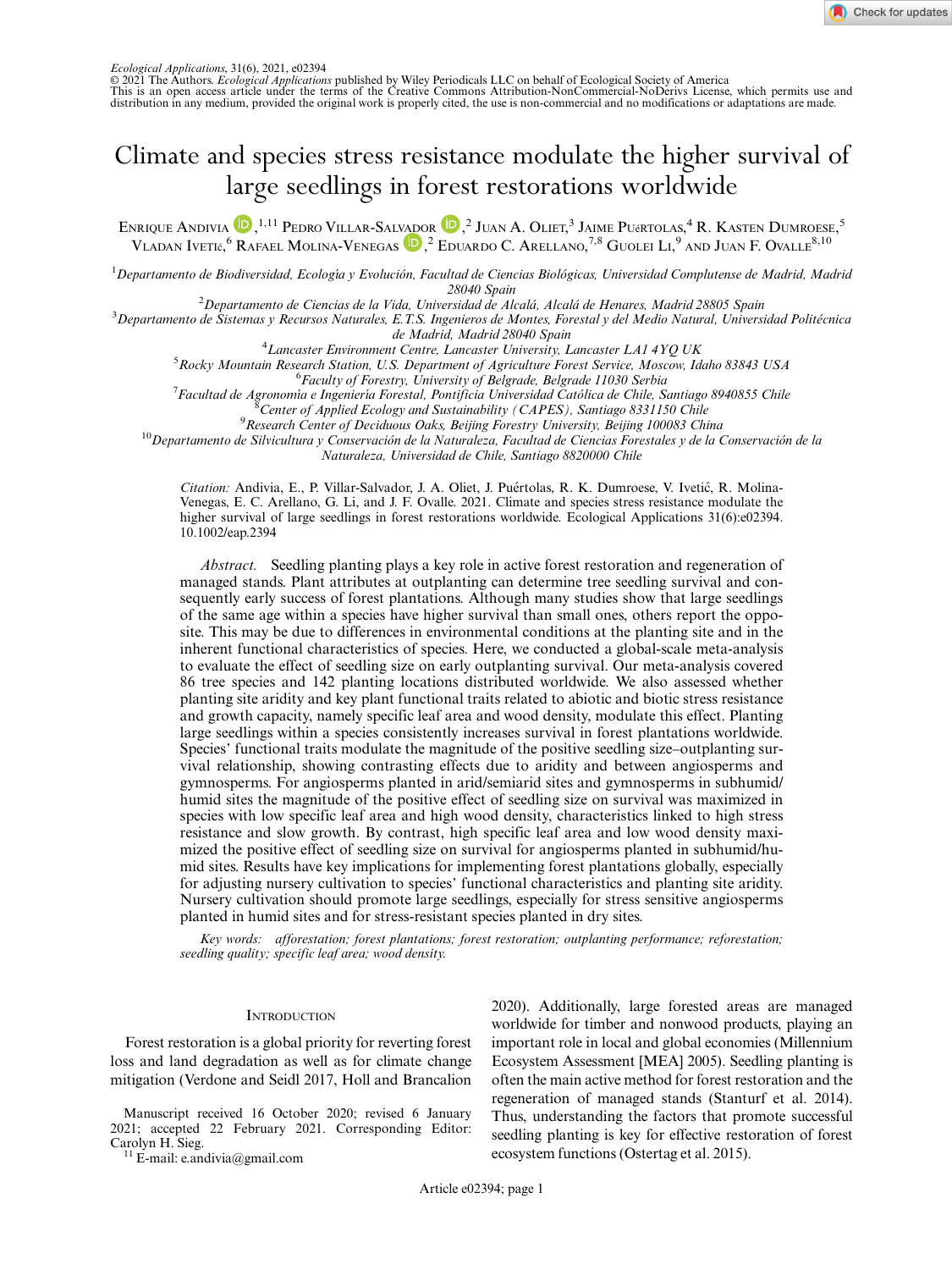Ecological Applications, 31(6), 2021, e02394
© 2021 The Authors. *Ecological Applications* published by Wiley Periodicals LLC on behalf of Ecological Society of America
This is an open access article under the terms of the Creative Commons Attribution-NonCommercial-NoDerivs License, which permits use and distribution in any medium, provided the original work is properly cited, the use is non-commercial and no modifications or adaptations are made.

# Climate and species stress resistance modulate the higher survival of large seedlings in forest restorations worldwide

Enrique Andivia,[1,11] Pedro Villar-Salvador,[2] Juan A. Oliet,[3] Jaime Puértolas,[4] R. Kasten Dumroese,[5] Vladan Ivetić,[6] Rafael Molina-Venegas,[2] Eduardo C. Arellano,[7,8] Guolei Li,[9] and Juan F. Ovalle[8,10]

[1]*Departamento de Biodiversidad, Ecología y Evolución, Facultad de Ciencias Biológicas, Universidad Complutense de Madrid, Madrid 28040 Spain*
[2]*Departamento de Ciencias de la Vida, Universidad de Alcalá, Alcalá de Henares, Madrid 28805 Spain*
[3]*Departamento de Sistemas y Recursos Naturales, E.T.S. Ingenieros de Montes, Forestal y del Medio Natural, Universidad Politécnica de Madrid, Madrid 28040 Spain*
[4]*Lancaster Environment Centre, Lancaster University, Lancaster LA1 4YQ UK*
[5]*Rocky Mountain Research Station, U.S. Department of Agriculture Forest Service, Moscow, Idaho 83843 USA*
[6]*Faculty of Forestry, University of Belgrade, Belgrade 11030 Serbia*
[7]*Facultad de Agronomía e Ingeniería Forestal, Pontificia Universidad Católica de Chile, Santiago 8940855 Chile*
[8]*Center of Applied Ecology and Sustainability (CAPES), Santiago 8331150 Chile*
[9]*Research Center of Deciduous Oaks, Beijing Forestry University, Beijing 100083 China*
[10]*Departamento de Silvicultura y Conservación de la Naturaleza, Facultad de Ciencias Forestales y de la Conservación de la Naturaleza, Universidad de Chile, Santiago 8820000 Chile*

*Citation:* Andivia, E., P. Villar-Salvador, J. A. Oliet, J. Puértolas, R. K. Dumroese, V. Ivetić, R. Molina-Venegas, E. C. Arellano, G. Li, and J. F. Ovalle. 2021. Climate and species stress resistance modulate the higher survival of large seedlings in forest restorations worldwide. Ecological Applications 31(6):e02394. 10.1002/eap.2394

*Abstract.* Seedling planting plays a key role in active forest restoration and regeneration of managed stands. Plant attributes at outplanting can determine tree seedling survival and consequently early success of forest plantations. Although many studies show that large seedlings of the same age within a species have higher survival than small ones, others report the opposite. This may be due to differences in environmental conditions at the planting site and in the inherent functional characteristics of species. Here, we conducted a global-scale meta-analysis to evaluate the effect of seedling size on early outplanting survival. Our meta-analysis covered 86 tree species and 142 planting locations distributed worldwide. We also assessed whether planting site aridity and key plant functional traits related to abiotic and biotic stress resistance and growth capacity, namely specific leaf area and wood density, modulate this effect. Planting large seedlings within a species consistently increases survival in forest plantations worldwide. Species' functional traits modulate the magnitude of the positive seedling size–outplanting survival relationship, showing contrasting effects due to aridity and between angiosperms and gymnosperms. For angiosperms planted in arid/semiarid sites and gymnosperms in subhumid/humid sites the magnitude of the positive effect of seedling size on survival was maximized in species with low specific leaf area and high wood density, characteristics linked to high stress resistance and slow growth. By contrast, high specific leaf area and low wood density maximized the positive effect of seedling size on survival for angiosperms planted in subhumid/humid sites. Results have key implications for implementing forest plantations globally, especially for adjusting nursery cultivation to species' functional characteristics and planting site aridity. Nursery cultivation should promote large seedlings, especially for stress sensitive angiosperms planted in humid sites and for stress-resistant species planted in dry sites.

*Key words:* *afforestation; forest plantations; forest restoration; outplanting performance; reforestation; seedling quality; specific leaf area; wood density.*

## Introduction

Forest restoration is a global priority for reverting forest loss and land degradation as well as for climate change mitigation (Verdone and Seidl 2017, Holl and Brancalion 2020). Additionally, large forested areas are managed worldwide for timber and nonwood products, playing an important role in local and global economies (Millennium Ecosystem Assessment [MEA] 2005). Seedling planting is often the main active method for forest restoration and the regeneration of managed stands (Stanturf et al. 2014). Thus, understanding the factors that promote successful seedling planting is key for effective restoration of forest ecosystem functions (Ostertag et al. 2015).

Manuscript received 16 October 2020; revised 6 January 2021; accepted 22 February 2021. Corresponding Editor: Carolyn H. Sieg.

[11] E-mail: e.andivia@gmail.com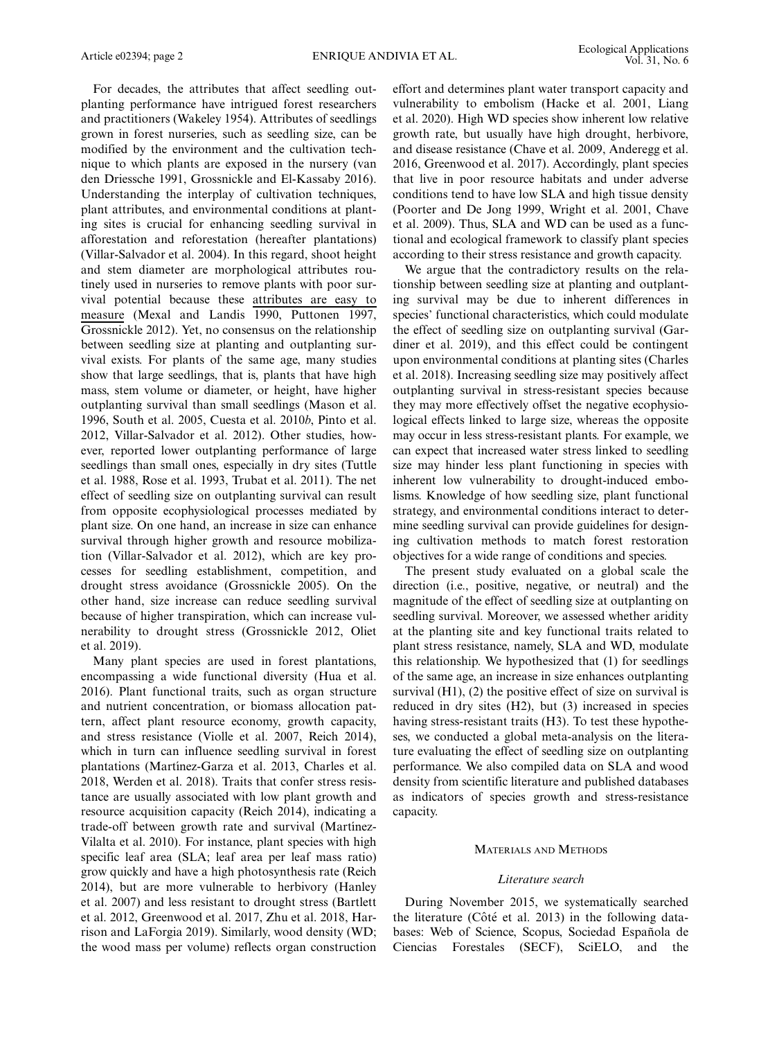For decades, the attributes that affect seedling outplanting performance have intrigued forest researchers and practitioners (Wakeley 1954). Attributes of seedlings grown in forest nurseries, such as seedling size, can be modified by the environment and the cultivation technique to which plants are exposed in the nursery (van den Driessche 1991, Grossnickle and El-Kassaby 2016). Understanding the interplay of cultivation techniques, plant attributes, and environmental conditions at planting sites is crucial for enhancing seedling survival in afforestation and reforestation (hereafter plantations) (Villar-Salvador et al. 2004). In this regard, shoot height and stem diameter are morphological attributes routinely used in nurseries to remove plants with poor survival potential because these attributes are easy to measure (Mexal and Landis 1990, Puttonen 1997, Grossnickle 2012). Yet, no consensus on the relationship between seedling size at planting and outplanting survival exists. For plants of the same age, many studies show that large seedlings, that is, plants that have high mass, stem volume or diameter, or height, have higher outplanting survival than small seedlings (Mason et al. 1996, South et al. 2005, Cuesta et al. 2010*b*, Pinto et al. 2012, Villar-Salvador et al. 2012). Other studies, however, reported lower outplanting performance of large seedlings than small ones, especially in dry sites (Tuttle et al. 1988, Rose et al. 1993, Trubat et al. 2011). The net effect of seedling size on outplanting survival can result from opposite ecophysiological processes mediated by plant size. On one hand, an increase in size can enhance survival through higher growth and resource mobilization (Villar-Salvador et al. 2012), which are key processes for seedling establishment, competition, and drought stress avoidance (Grossnickle 2005). On the other hand, size increase can reduce seedling survival because of higher transpiration, which can increase vulnerability to drought stress (Grossnickle 2012, Oliet et al. 2019).

Many plant species are used in forest plantations, encompassing a wide functional diversity (Hua et al. 2016). Plant functional traits, such as organ structure and nutrient concentration, or biomass allocation pattern, affect plant resource economy, growth capacity, and stress resistance (Violle et al. 2007, Reich 2014), which in turn can influence seedling survival in forest plantations (Martínez-Garza et al. 2013, Charles et al. 2018, Werden et al. 2018). Traits that confer stress resistance are usually associated with low plant growth and resource acquisition capacity (Reich 2014), indicating a trade-off between growth rate and survival (Martínez-Vilalta et al. 2010). For instance, plant species with high specific leaf area (SLA; leaf area per leaf mass ratio) grow quickly and have a high photosynthesis rate (Reich 2014), but are more vulnerable to herbivory (Hanley et al. 2007) and less resistant to drought stress (Bartlett et al. 2012, Greenwood et al. 2017, Zhu et al. 2018, Harrison and LaForgia 2019). Similarly, wood density (WD; the wood mass per volume) reflects organ construction effort and determines plant water transport capacity and vulnerability to embolism (Hacke et al. 2001, Liang et al. 2020). High WD species show inherent low relative growth rate, but usually have high drought, herbivore, and disease resistance (Chave et al. 2009, Anderegg et al. 2016, Greenwood et al. 2017). Accordingly, plant species that live in poor resource habitats and under adverse conditions tend to have low SLA and high tissue density (Poorter and De Jong 1999, Wright et al. 2001, Chave et al. 2009). Thus, SLA and WD can be used as a functional and ecological framework to classify plant species according to their stress resistance and growth capacity.

We argue that the contradictory results on the relationship between seedling size at planting and outplanting survival may be due to inherent differences in species' functional characteristics, which could modulate the effect of seedling size on outplanting survival (Gardiner et al. 2019), and this effect could be contingent upon environmental conditions at planting sites (Charles et al. 2018). Increasing seedling size may positively affect outplanting survival in stress-resistant species because they may more effectively offset the negative ecophysiological effects linked to large size, whereas the opposite may occur in less stress-resistant plants. For example, we can expect that increased water stress linked to seedling size may hinder less plant functioning in species with inherent low vulnerability to drought-induced embolisms. Knowledge of how seedling size, plant functional strategy, and environmental conditions interact to determine seedling survival can provide guidelines for designing cultivation methods to match forest restoration objectives for a wide range of conditions and species.

The present study evaluated on a global scale the direction (i.e., positive, negative, or neutral) and the magnitude of the effect of seedling size at outplanting on seedling survival. Moreover, we assessed whether aridity at the planting site and key functional traits related to plant stress resistance, namely, SLA and WD, modulate this relationship. We hypothesized that (1) for seedlings of the same age, an increase in size enhances outplanting survival (H1), (2) the positive effect of size on survival is reduced in dry sites (H2), but (3) increased in species having stress-resistant traits (H3). To test these hypotheses, we conducted a global meta-analysis on the literature evaluating the effect of seedling size on outplanting performance. We also compiled data on SLA and wood density from scientific literature and published databases as indicators of species growth and stress-resistance capacity.

## Materials and Methods

### *Literature search*

During November 2015, we systematically searched the literature (Côté et al. 2013) in the following databases: Web of Science, Scopus, Sociedad Española de Ciencias Forestales (SECF), SciELO, and the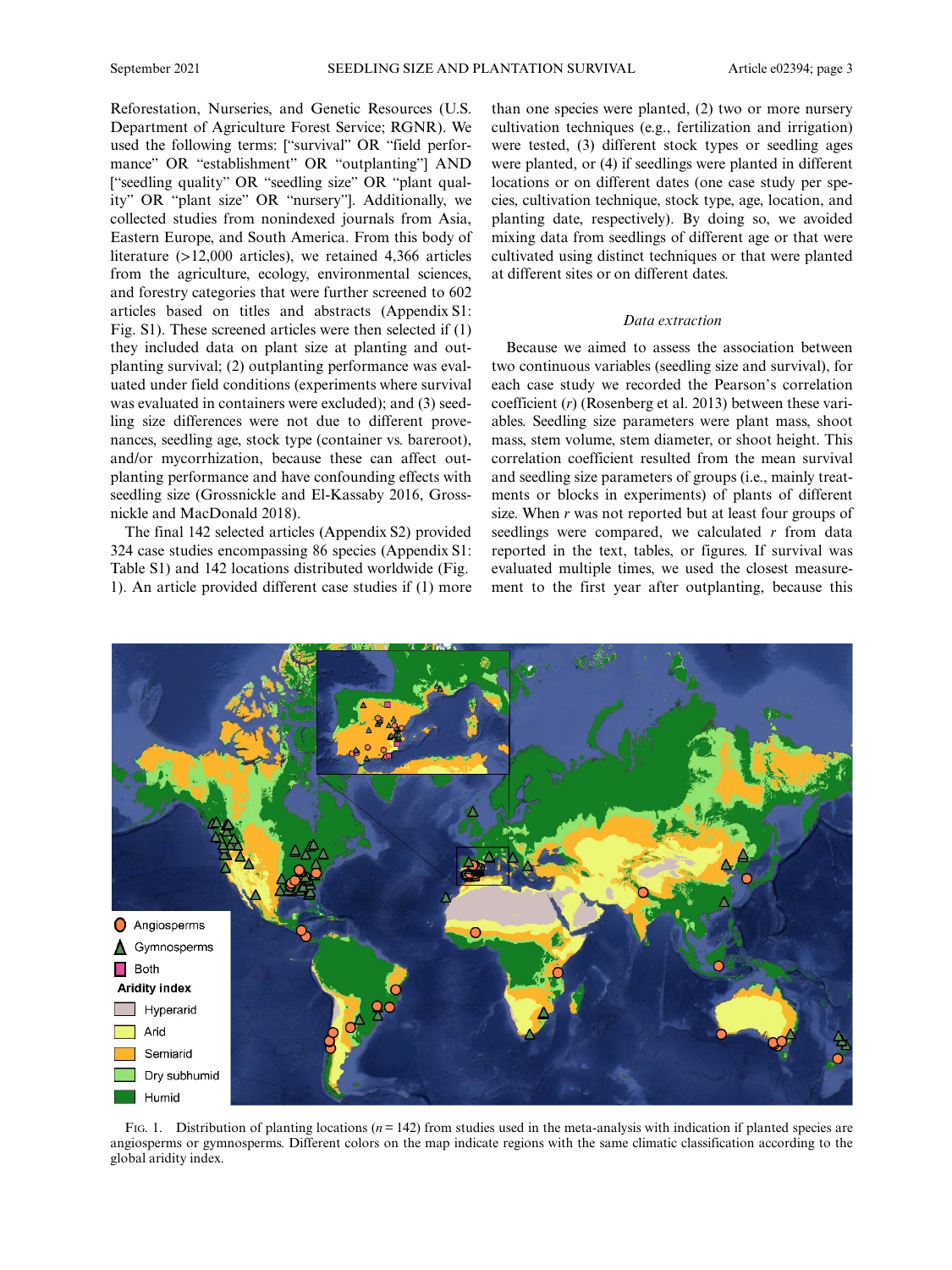Reforestation, Nurseries, and Genetic Resources (U.S. Department of Agriculture Forest Service; RGNR). We used the following terms: ["survival" OR "field performance" OR "establishment" OR "outplanting"] AND ["seedling quality" OR "seedling size" OR "plant quality" OR "plant size" OR "nursery"]. Additionally, we collected studies from nonindexed journals from Asia, Eastern Europe, and South America. From this body of literature (>12,000 articles), we retained 4,366 articles from the agriculture, ecology, environmental sciences, and forestry categories that were further screened to 602 articles based on titles and abstracts (Appendix S1: Fig. S1). These screened articles were then selected if (1) they included data on plant size at planting and outplanting survival; (2) outplanting performance was evaluated under field conditions (experiments where survival was evaluated in containers were excluded); and (3) seedling size differences were not due to different provenances, seedling age, stock type (container vs. bareroot), and/or mycorrhization, because these can affect outplanting performance and have confounding effects with seedling size (Grossnickle and El-Kassaby 2016, Grossnickle and MacDonald 2018).

The final 142 selected articles (Appendix S2) provided 324 case studies encompassing 86 species (Appendix S1: Table S1) and 142 locations distributed worldwide (Fig. 1). An article provided different case studies if (1) more than one species were planted, (2) two or more nursery cultivation techniques (e.g., fertilization and irrigation) were tested, (3) different stock types or seedling ages were planted, or (4) if seedlings were planted in different locations or on different dates (one case study per species, cultivation technique, stock type, age, location, and planting date, respectively). By doing so, we avoided mixing data from seedlings of different age or that were cultivated using distinct techniques or that were planted at different sites or on different dates.

### *Data extraction*

Because we aimed to assess the association between two continuous variables (seedling size and survival), for each case study we recorded the Pearson's correlation coefficient ($r$) (Rosenberg et al. 2013) between these variables. Seedling size parameters were plant mass, shoot mass, stem volume, stem diameter, or shoot height. This correlation coefficient resulted from the mean survival and seedling size parameters of groups (i.e., mainly treatments or blocks in experiments) of plants of different size. When $r$ was not reported but at least four groups of seedlings were compared, we calculated $r$ from data reported in the text, tables, or figures. If survival was evaluated multiple times, we used the closest measurement to the first year after outplanting, because this

Fig. 1. Distribution of planting locations ($n = 142$) from studies used in the meta-analysis with indication if planted species are angiosperms or gymnosperms. Different colors on the map indicate regions with the same climatic classification according to the global aridity index.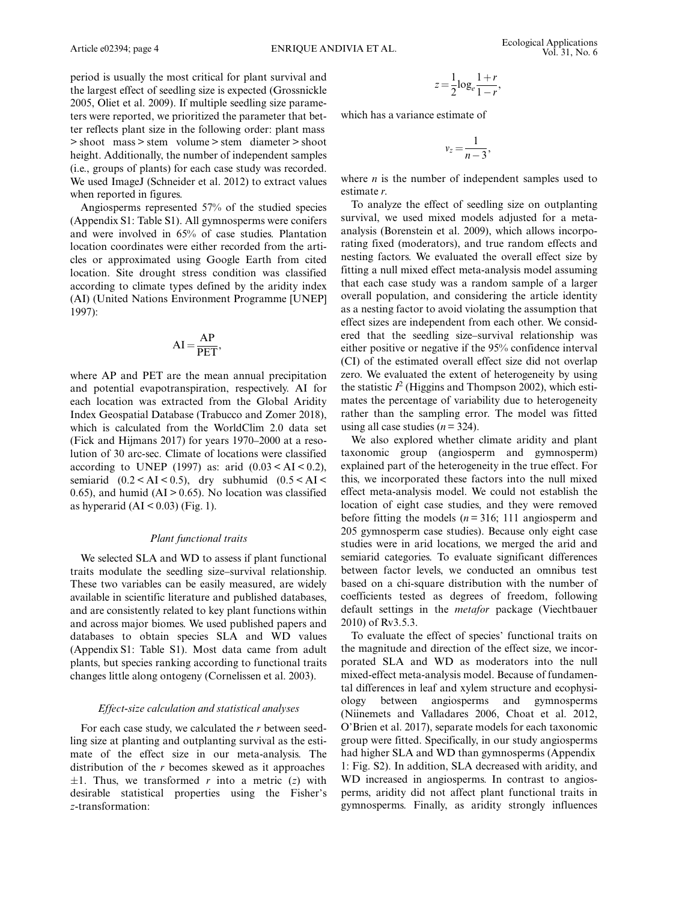period is usually the most critical for plant survival and the largest effect of seedling size is expected (Grossnickle 2005, Oliet et al. 2009). If multiple seedling size parameters were reported, we prioritized the parameter that better reflects plant size in the following order: plant mass > shoot mass > stem volume > stem diameter > shoot height. Additionally, the number of independent samples (i.e., groups of plants) for each case study was recorded. We used ImageJ (Schneider et al. 2012) to extract values when reported in figures.

Angiosperms represented 57% of the studied species (Appendix S1: Table S1). All gymnosperms were conifers and were involved in 65% of case studies. Plantation location coordinates were either recorded from the articles or approximated using Google Earth from cited location. Site drought stress condition was classified according to climate types defined by the aridity index (AI) (United Nations Environment Programme [UNEP] 1997):

$$\mathrm{AI} = \frac{\mathrm{AP}}{\mathrm{PET}},$$

where AP and PET are the mean annual precipitation and potential evapotranspiration, respectively. AI for each location was extracted from the Global Aridity Index Geospatial Database (Trabucco and Zomer 2018), which is calculated from the WorldClim 2.0 data set (Fick and Hijmans 2017) for years 1970–2000 at a resolution of 30 arc-sec. Climate of locations were classified according to UNEP (1997) as: arid ($0.03 < \mathrm{AI} < 0.2$), semiarid ($0.2 < \mathrm{AI} < 0.5$), dry subhumid ($0.5 < \mathrm{AI} < 0.65$), and humid ($\mathrm{AI} > 0.65$). No location was classified as hyperarid ($\mathrm{AI} < 0.03$) (Fig. 1).

### *Plant functional traits*

We selected SLA and WD to assess if plant functional traits modulate the seedling size–survival relationship. These two variables can be easily measured, are widely available in scientific literature and published databases, and are consistently related to key plant functions within and across major biomes. We used published papers and databases to obtain species SLA and WD values (Appendix S1: Table S1). Most data came from adult plants, but species ranking according to functional traits changes little along ontogeny (Cornelissen et al. 2003).

### *Effect-size calculation and statistical analyses*

For each case study, we calculated the *r* between seedling size at planting and outplanting survival as the estimate of the effect size in our meta-analysis. The distribution of the *r* becomes skewed as it approaches ±1. Thus, we transformed *r* into a metric ($z$) with desirable statistical properties using the Fisher's *z*-transformation:

$$z = \frac{1}{2}\log_e \frac{1+r}{1-r},$$

which has a variance estimate of

$$v_z = \frac{1}{n-3},$$

where $n$ is the number of independent samples used to estimate $r$.

To analyze the effect of seedling size on outplanting survival, we used mixed models adjusted for a meta-analysis (Borenstein et al. 2009), which allows incorporating fixed (moderators), and true random effects and nesting factors. We evaluated the overall effect size by fitting a null mixed effect meta-analysis model assuming that each case study was a random sample of a larger overall population, and considering the article identity as a nesting factor to avoid violating the assumption that effect sizes are independent from each other. We considered that the seedling size–survival relationship was either positive or negative if the 95% confidence interval (CI) of the estimated overall effect size did not overlap zero. We evaluated the extent of heterogeneity by using the statistic $I^2$ (Higgins and Thompson 2002), which estimates the percentage of variability due to heterogeneity rather than the sampling error. The model was fitted using all case studies ($n = 324$).

We also explored whether climate aridity and plant taxonomic group (angiosperm and gymnosperm) explained part of the heterogeneity in the true effect. For this, we incorporated these factors into the null mixed effect meta-analysis model. We could not establish the location of eight case studies, and they were removed before fitting the models ($n = 316$; 111 angiosperm and 205 gymnosperm case studies). Because only eight case studies were in arid locations, we merged the arid and semiarid categories. To evaluate significant differences between factor levels, we conducted an omnibus test based on a chi-square distribution with the number of coefficients tested as degrees of freedom, following default settings in the *metafor* package (Viechtbauer 2010) of Rv3.5.3.

To evaluate the effect of species' functional traits on the magnitude and direction of the effect size, we incorporated SLA and WD as moderators into the null mixed-effect meta-analysis model. Because of fundamental differences in leaf and xylem structure and ecophysiology between angiosperms and gymnosperms (Niinemets and Valladares 2006, Choat et al. 2012, O'Brien et al. 2017), separate models for each taxonomic group were fitted. Specifically, in our study angiosperms had higher SLA and WD than gymnosperms (Appendix 1: Fig. S2). In addition, SLA decreased with aridity, and WD increased in angiosperms. In contrast to angiosperms, aridity did not affect plant functional traits in gymnosperms. Finally, as aridity strongly influences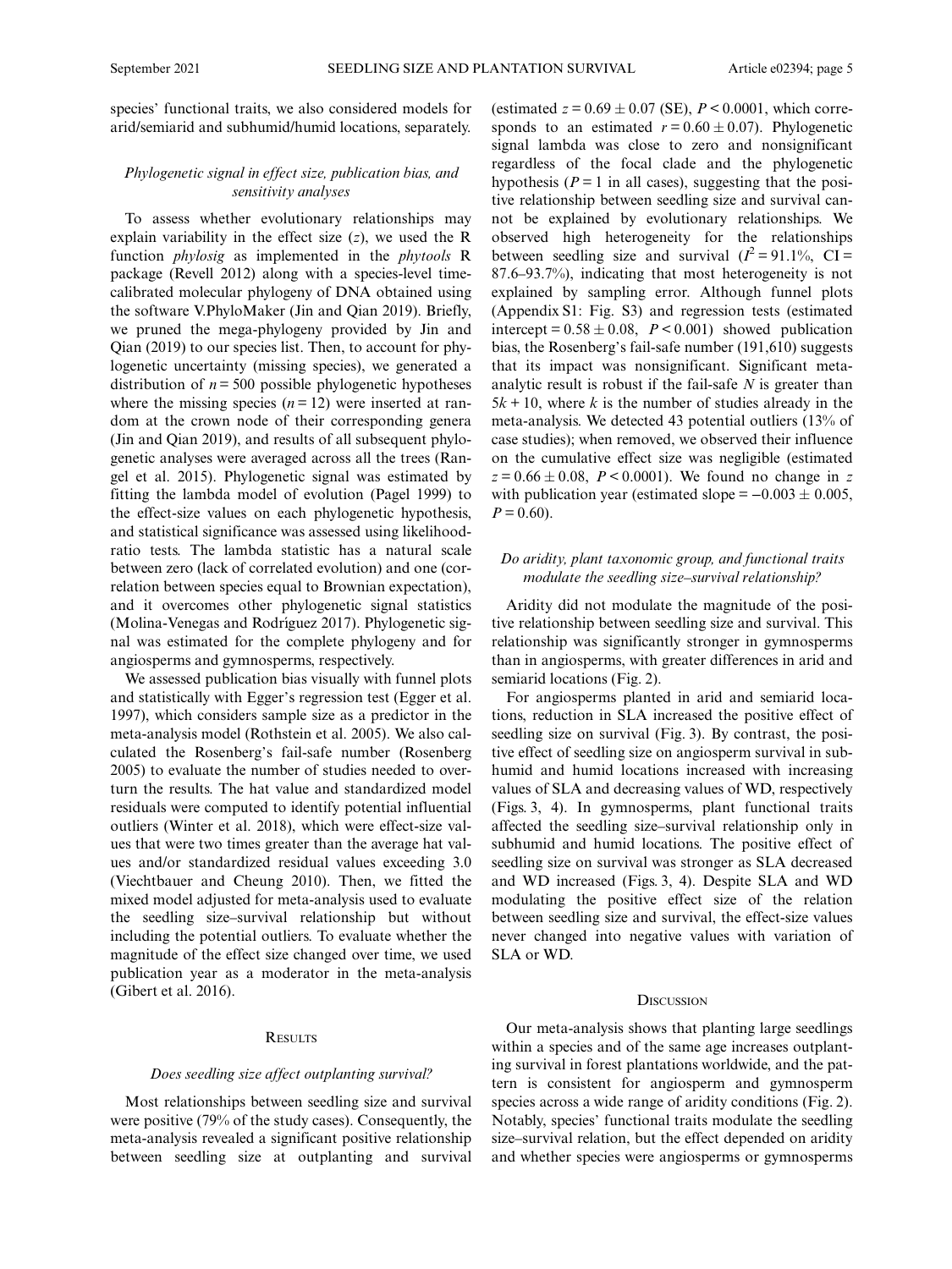species' functional traits, we also considered models for arid/semiarid and subhumid/humid locations, separately.

### *Phylogenetic signal in effect size, publication bias, and sensitivity analyses*

To assess whether evolutionary relationships may explain variability in the effect size ($z$), we used the R function *phylosig* as implemented in the *phytools* R package (Revell 2012) along with a species-level time-calibrated molecular phylogeny of DNA obtained using the software V.PhyloMaker (Jin and Qian 2019). Briefly, we pruned the mega-phylogeny provided by Jin and Qian (2019) to our species list. Then, to account for phylogenetic uncertainty (missing species), we generated a distribution of $n = 500$ possible phylogenetic hypotheses where the missing species ($n = 12$) were inserted at random at the crown node of their corresponding genera (Jin and Qian 2019), and results of all subsequent phylogenetic analyses were averaged across all the trees (Rangel et al. 2015). Phylogenetic signal was estimated by fitting the lambda model of evolution (Pagel 1999) to the effect-size values on each phylogenetic hypothesis, and statistical significance was assessed using likelihood-ratio tests. The lambda statistic has a natural scale between zero (lack of correlated evolution) and one (correlation between species equal to Brownian expectation), and it overcomes other phylogenetic signal statistics (Molina-Venegas and Rodríguez 2017). Phylogenetic signal was estimated for the complete phylogeny and for angiosperms and gymnosperms, respectively.

We assessed publication bias visually with funnel plots and statistically with Egger's regression test (Egger et al. 1997), which considers sample size as a predictor in the meta-analysis model (Rothstein et al. 2005). We also calculated the Rosenberg's fail-safe number (Rosenberg 2005) to evaluate the number of studies needed to overturn the results. The hat value and standardized model residuals were computed to identify potential influential outliers (Winter et al. 2018), which were effect-size values that were two times greater than the average hat values and/or standardized residual values exceeding 3.0 (Viechtbauer and Cheung 2010). Then, we fitted the mixed model adjusted for meta-analysis used to evaluate the seedling size–survival relationship but without including the potential outliers. To evaluate whether the magnitude of the effect size changed over time, we used publication year as a moderator in the meta-analysis (Gibert et al. 2016).

## Results

### *Does seedling size affect outplanting survival?*

Most relationships between seedling size and survival were positive (79% of the study cases). Consequently, the meta-analysis revealed a significant positive relationship between seedling size at outplanting and survival (estimated $z = 0.69 \pm 0.07$ (SE), $P < 0.0001$, which corresponds to an estimated $r = 0.60 \pm 0.07$). Phylogenetic signal lambda was close to zero and nonsignificant regardless of the focal clade and the phylogenetic hypothesis ($P = 1$ in all cases), suggesting that the positive relationship between seedling size and survival cannot be explained by evolutionary relationships. We observed high heterogeneity for the relationships between seedling size and survival ($I^2 = 91.1\%$, CI = 87.6–93.7%), indicating that most heterogeneity is not explained by sampling error. Although funnel plots (Appendix S1: Fig. S3) and regression tests (estimated intercept = $0.58 \pm 0.08$, $P < 0.001$) showed publication bias, the Rosenberg's fail-safe number (191,610) suggests that its impact was nonsignificant. Significant meta-analytic result is robust if the fail-safe $N$ is greater than $5k + 10$, where $k$ is the number of studies already in the meta-analysis. We detected 43 potential outliers (13% of case studies); when removed, we observed their influence on the cumulative effect size was negligible (estimated $z = 0.66 \pm 0.08$, $P < 0.0001$). We found no change in $z$ with publication year (estimated slope = $-0.003 \pm 0.005$, $P = 0.60$).

### *Do aridity, plant taxonomic group, and functional traits modulate the seedling size–survival relationship?*

Aridity did not modulate the magnitude of the positive relationship between seedling size and survival. This relationship was significantly stronger in gymnosperms than in angiosperms, with greater differences in arid and semiarid locations (Fig. 2).

For angiosperms planted in arid and semiarid locations, reduction in SLA increased the positive effect of seedling size on survival (Fig. 3). By contrast, the positive effect of seedling size on angiosperm survival in subhumid and humid locations increased with increasing values of SLA and decreasing values of WD, respectively (Figs. 3, 4). In gymnosperms, plant functional traits affected the seedling size–survival relationship only in subhumid and humid locations. The positive effect of seedling size on survival was stronger as SLA decreased and WD increased (Figs. 3, 4). Despite SLA and WD modulating the positive effect size of the relation between seedling size and survival, the effect-size values never changed into negative values with variation of SLA or WD.

## Discussion

Our meta-analysis shows that planting large seedlings within a species and of the same age increases outplanting survival in forest plantations worldwide, and the pattern is consistent for angiosperm and gymnosperm species across a wide range of aridity conditions (Fig. 2). Notably, species' functional traits modulate the seedling size–survival relation, but the effect depended on aridity and whether species were angiosperms or gymnosperms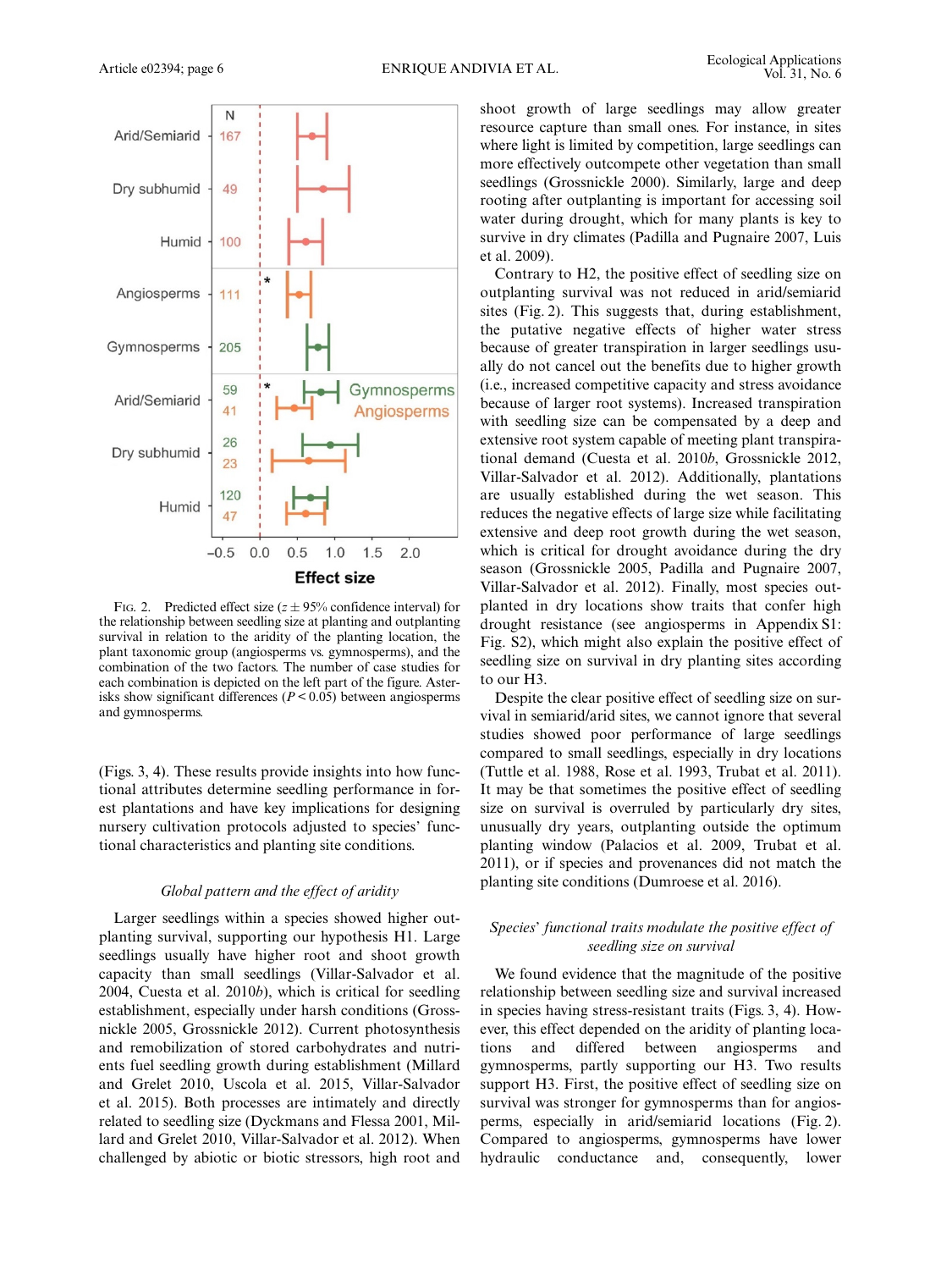Fig. 2. Predicted effect size ($z \pm$ 95% confidence interval) for the relationship between seedling size at planting and outplanting survival in relation to the aridity of the planting location, the plant taxonomic group (angiosperms vs. gymnosperms), and the combination of the two factors. The number of case studies for each combination is depicted on the left part of the figure. Asterisks show significant differences ($P < 0.05$) between angiosperms and gymnosperms.

(Figs. 3, 4). These results provide insights into how functional attributes determine seedling performance in forest plantations and have key implications for designing nursery cultivation protocols adjusted to species' functional characteristics and planting site conditions.

### *Global pattern and the effect of aridity*

Larger seedlings within a species showed higher outplanting survival, supporting our hypothesis H1. Large seedlings usually have higher root and shoot growth capacity than small seedlings (Villar-Salvador et al. 2004, Cuesta et al. 2010*b*), which is critical for seedling establishment, especially under harsh conditions (Grossnickle 2005, Grossnickle 2012). Current photosynthesis and remobilization of stored carbohydrates and nutrients fuel seedling growth during establishment (Millard and Grelet 2010, Uscola et al. 2015, Villar-Salvador et al. 2015). Both processes are intimately and directly related to seedling size (Dyckmans and Flessa 2001, Millard and Grelet 2010, Villar-Salvador et al. 2012). When challenged by abiotic or biotic stressors, high root and shoot growth of large seedlings may allow greater resource capture than small ones. For instance, in sites where light is limited by competition, large seedlings can more effectively outcompete other vegetation than small seedlings (Grossnickle 2000). Similarly, large and deep rooting after outplanting is important for accessing soil water during drought, which for many plants is key to survive in dry climates (Padilla and Pugnaire 2007, Luis et al. 2009).

Contrary to H2, the positive effect of seedling size on outplanting survival was not reduced in arid/semiarid sites (Fig. 2). This suggests that, during establishment, the putative negative effects of higher water stress because of greater transpiration in larger seedlings usually do not cancel out the benefits due to higher growth (i.e., increased competitive capacity and stress avoidance because of larger root systems). Increased transpiration with seedling size can be compensated by a deep and extensive root system capable of meeting plant transpirational demand (Cuesta et al. 2010*b*, Grossnickle 2012, Villar-Salvador et al. 2012). Additionally, plantations are usually established during the wet season. This reduces the negative effects of large size while facilitating extensive and deep root growth during the wet season, which is critical for drought avoidance during the dry season (Grossnickle 2005, Padilla and Pugnaire 2007, Villar-Salvador et al. 2012). Finally, most species outplanted in dry locations show traits that confer high drought resistance (see angiosperms in Appendix S1: Fig. S2), which might also explain the positive effect of seedling size on survival in dry planting sites according to our H3.

Despite the clear positive effect of seedling size on survival in semiarid/arid sites, we cannot ignore that several studies showed poor performance of large seedlings compared to small seedlings, especially in dry locations (Tuttle et al. 1988, Rose et al. 1993, Trubat et al. 2011). It may be that sometimes the positive effect of seedling size on survival is overruled by particularly dry sites, unusually dry years, outplanting outside the optimum planting window (Palacios et al. 2009, Trubat et al. 2011), or if species and provenances did not match the planting site conditions (Dumroese et al. 2016).

### *Species' functional traits modulate the positive effect of seedling size on survival*

We found evidence that the magnitude of the positive relationship between seedling size and survival increased in species having stress-resistant traits (Figs. 3, 4). However, this effect depended on the aridity of planting locations and differed between angiosperms and gymnosperms, partly supporting our H3. Two results support H3. First, the positive effect of seedling size on survival was stronger for gymnosperms than for angiosperms, especially in arid/semiarid locations (Fig. 2). Compared to angiosperms, gymnosperms have lower hydraulic conductance and, consequently, lower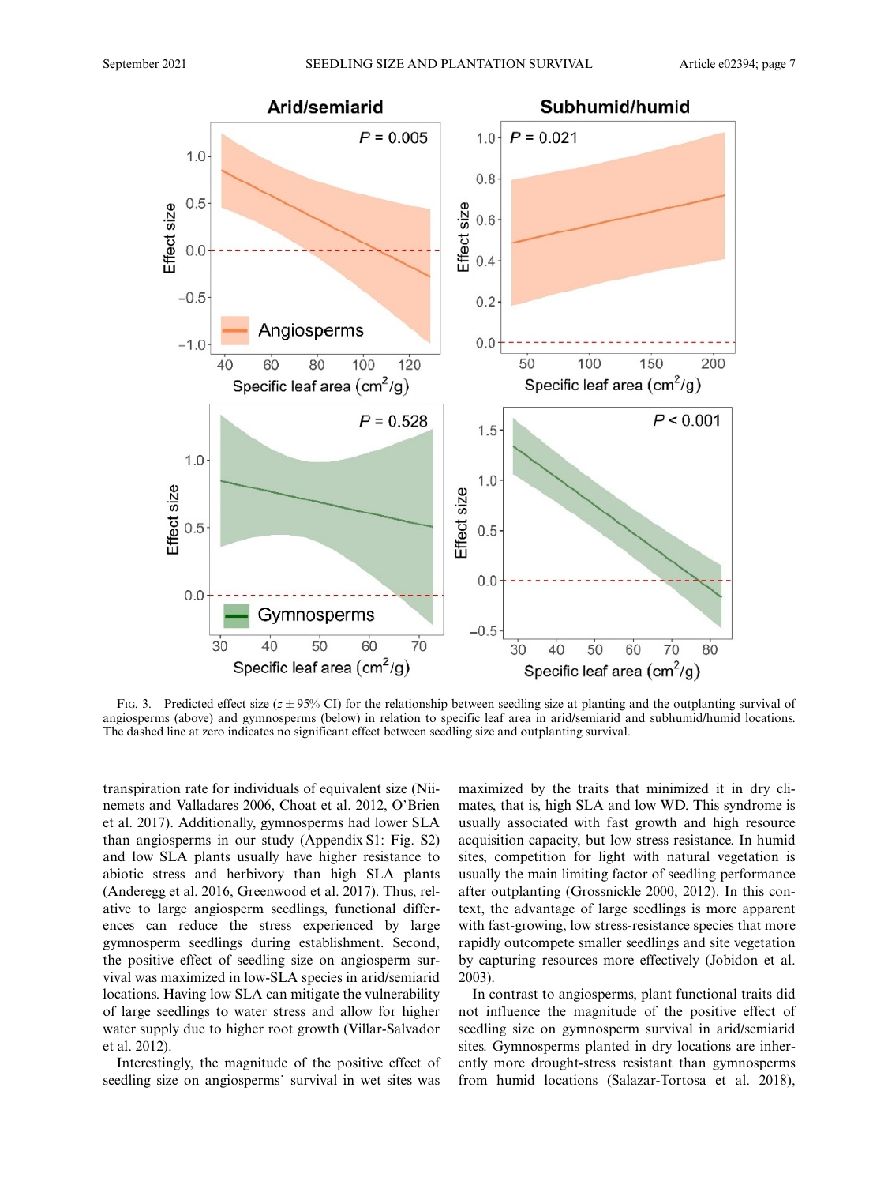Fig. 3. Predicted effect size ($z \pm 95\%$ CI) for the relationship between seedling size at planting and the outplanting survival of angiosperms (above) and gymnosperms (below) in relation to specific leaf area in arid/semiarid and subhumid/humid locations. The dashed line at zero indicates no significant effect between seedling size and outplanting survival.

transpiration rate for individuals of equivalent size (Niinemets and Valladares 2006, Choat et al. 2012, O'Brien et al. 2017). Additionally, gymnosperms had lower SLA than angiosperms in our study (Appendix S1: Fig. S2) and low SLA plants usually have higher resistance to abiotic stress and herbivory than high SLA plants (Anderegg et al. 2016, Greenwood et al. 2017). Thus, relative to large angiosperm seedlings, functional differences can reduce the stress experienced by large gymnosperm seedlings during establishment. Second, the positive effect of seedling size on angiosperm survival was maximized in low-SLA species in arid/semiarid locations. Having low SLA can mitigate the vulnerability of large seedlings to water stress and allow for higher water supply due to higher root growth (Villar-Salvador et al. 2012).

Interestingly, the magnitude of the positive effect of seedling size on angiosperms' survival in wet sites was maximized by the traits that minimized it in dry climates, that is, high SLA and low WD. This syndrome is usually associated with fast growth and high resource acquisition capacity, but low stress resistance. In humid sites, competition for light with natural vegetation is usually the main limiting factor of seedling performance after outplanting (Grossnickle 2000, 2012). In this context, the advantage of large seedlings is more apparent with fast-growing, low stress-resistance species that more rapidly outcompete smaller seedlings and site vegetation by capturing resources more effectively (Jobidon et al. 2003).

In contrast to angiosperms, plant functional traits did not influence the magnitude of the positive effect of seedling size on gymnosperm survival in arid/semiarid sites. Gymnosperms planted in dry locations are inherently more drought-stress resistant than gymnosperms from humid locations (Salazar-Tortosa et al. 2018),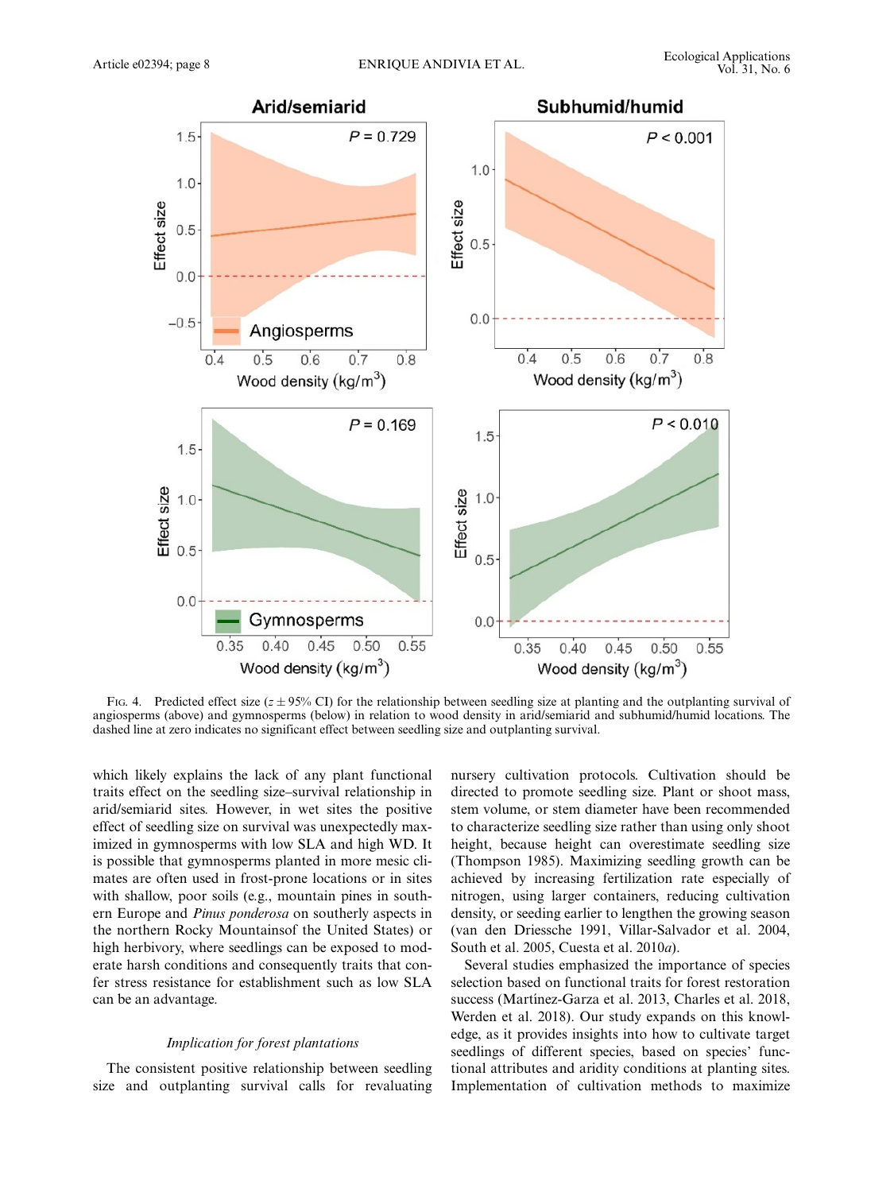FIG. 4. Predicted effect size ($z \pm 95\%$ CI) for the relationship between seedling size at planting and the outplanting survival of angiosperms (above) and gymnosperms (below) in relation to wood density in arid/semiarid and subhumid/humid locations. The dashed line at zero indicates no significant effect between seedling size and outplanting survival.

which likely explains the lack of any plant functional traits effect on the seedling size–survival relationship in arid/semiarid sites. However, in wet sites the positive effect of seedling size on survival was unexpectedly maximized in gymnosperms with low SLA and high WD. It is possible that gymnosperms planted in more mesic climates are often used in frost-prone locations or in sites with shallow, poor soils (e.g., mountain pines in southern Europe and *Pinus ponderosa* on southerly aspects in the northern Rocky Mountainsof the United States) or high herbivory, where seedlings can be exposed to moderate harsh conditions and consequently traits that confer stress resistance for establishment such as low SLA can be an advantage.

### *Implication for forest plantations*

The consistent positive relationship between seedling size and outplanting survival calls for revaluating nursery cultivation protocols. Cultivation should be directed to promote seedling size. Plant or shoot mass, stem volume, or stem diameter have been recommended to characterize seedling size rather than using only shoot height, because height can overestimate seedling size (Thompson 1985). Maximizing seedling growth can be achieved by increasing fertilization rate especially of nitrogen, using larger containers, reducing cultivation density, or seeding earlier to lengthen the growing season (van den Driessche 1991, Villar-Salvador et al. 2004, South et al. 2005, Cuesta et al. 2010*a*).

Several studies emphasized the importance of species selection based on functional traits for forest restoration success (Martínez-Garza et al. 2013, Charles et al. 2018, Werden et al. 2018). Our study expands on this knowledge, as it provides insights into how to cultivate target seedlings of different species, based on species' functional attributes and aridity conditions at planting sites. Implementation of cultivation methods to maximize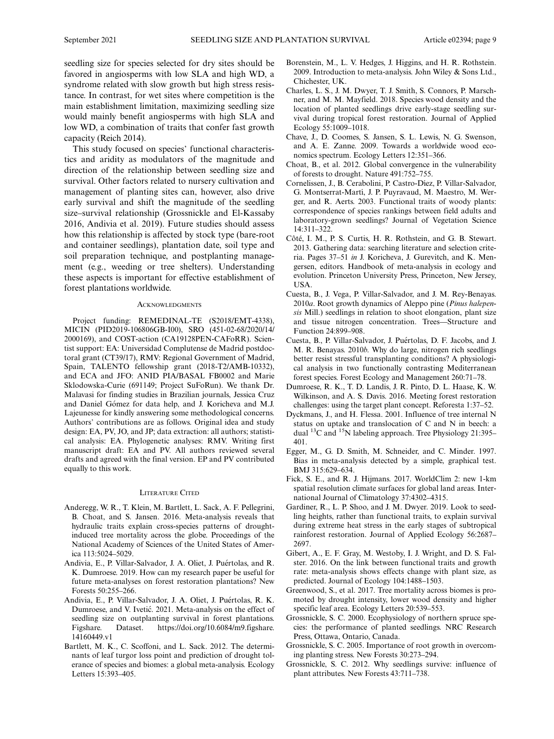seedling size for species selected for dry sites should be favored in angiosperms with low SLA and high WD, a syndrome related with slow growth but high stress resistance. In contrast, for wet sites where competition is the main establishment limitation, maximizing seedling size would mainly benefit angiosperms with high SLA and low WD, a combination of traits that confer fast growth capacity (Reich 2014).

This study focused on species' functional characteristics and aridity as modulators of the magnitude and direction of the relationship between seedling size and survival. Other factors related to nursery cultivation and management of planting sites can, however, also drive early survival and shift the magnitude of the seedling size–survival relationship (Grossnickle and El-Kassaby 2016, Andivia et al. 2019). Future studies should assess how this relationship is affected by stock type (bare-root and container seedlings), plantation date, soil type and soil preparation technique, and postplanting management (e.g., weeding or tree shelters). Understanding these aspects is important for effective establishment of forest plantations worldwide.

## Acknowledgments

Project funding: REMEDINAL-TE (S2018/EMT-4338), MICIN (PID2019-106806GB-I00), SRO (451-02-68/2020/14/2000169), and COST-action (CA19128PEN-CAFoRR). Scientist support: EA: Universidad Complutense de Madrid postdoctoral grant (CT39/17), RMV: Regional Government of Madrid, Spain, TALENTO fellowship grant (2018-T2/AMB-10332), and ECA and JFO: ANID PIA/BASAL FB0002 and Marie Sklodowska-Curie (691149; Project SuFoRun). We thank Dr. Malavasi for finding studies in Brazilian journals, Jessica Cruz and Daniel Gómez for data help, and J. Koricheva and M.J. Lajeunesse for kindly answering some methodological concerns. Authors' contributions are as follows. Original idea and study design: EA, PV, JO, and JP; data extraction: all authors; statistical analysis: EA. Phylogenetic analyses: RMV. Writing first manuscript draft: EA and PV. All authors reviewed several drafts and agreed with the final version. EP and PV contributed equally to this work.

## Literature Cited

Anderegg, W. R., T. Klein, M. Bartlett, L. Sack, A. F. Pellegrini, B. Choat, and S. Jansen. 2016. Meta-analysis reveals that hydraulic traits explain cross-species patterns of drought-induced tree mortality across the globe. Proceedings of the National Academy of Sciences of the United States of America 113:5024–5029.

Andivia, E., P. Villar-Salvador, J. A. Oliet, J. Puértolas, and R. K. Dumroese. 2019. How can my research paper be useful for future meta-analyses on forest restoration plantations? New Forests 50:255–266.

Andivia, E., P. Villar-Salvador, J. A. Oliet, J. Puértolas, R. K. Dumroese, and V. Ivetić. 2021. Meta-analysis on the effect of seedling size on outplanting survival in forest plantations. Figshare. Dataset. https://doi.org/10.6084/m9.figshare.14160449.v1

Bartlett, M. K., C. Scoffoni, and L. Sack. 2012. The determinants of leaf turgor loss point and prediction of drought tolerance of species and biomes: a global meta-analysis. Ecology Letters 15:393–405.

Borenstein, M., L. V. Hedges, J. Higgins, and H. R. Rothstein. 2009. Introduction to meta-analysis. John Wiley & Sons Ltd., Chichester, UK.

Charles, L. S., J. M. Dwyer, T. J. Smith, S. Connors, P. Marschner, and M. M. Mayfield. 2018. Species wood density and the location of planted seedlings drive early-stage seedling survival during tropical forest restoration. Journal of Applied Ecology 55:1009–1018.

Chave, J., D. Coomes, S. Jansen, S. L. Lewis, N. G. Swenson, and A. E. Zanne. 2009. Towards a worldwide wood economics spectrum. Ecology Letters 12:351–366.

Choat, B., et al. 2012. Global convergence in the vulnerability of forests to drought. Nature 491:752–755.

Cornelissen, J., B. Cerabolini, P. Castro-Díez, P. Villar-Salvador, G. Montserrat-Martí, J. P. Puyravaud, M. Maestro, M. Werger, and R. Aerts. 2003. Functional traits of woody plants: correspondence of species rankings between field adults and laboratory-grown seedlings? Journal of Vegetation Science 14:311–322.

Côté, I. M., P. S. Curtis, H. R. Rothstein, and G. B. Stewart. 2013. Gathering data: searching literature and selection criteria. Pages 37–51 *in* J. Koricheva, J. Gurevitch, and K. Mengersen, editors. Handbook of meta-analysis in ecology and evolution. Princeton University Press, Princeton, New Jersey, USA.

Cuesta, B., J. Vega, P. Villar-Salvador, and J. M. Rey-Benayas. 2010*a*. Root growth dynamics of Aleppo pine (*Pinus halepensis* Mill.) seedlings in relation to shoot elongation, plant size and tissue nitrogen concentration. Trees—Structure and Function 24:899–908.

Cuesta, B., P. Villar-Salvador, J. Puértolas, D. F. Jacobs, and J. M. R. Benayas. 2010*b*. Why do large, nitrogen rich seedlings better resist stressful transplanting conditions? A physiological analysis in two functionally contrasting Mediterranean forest species. Forest Ecology and Management 260:71–78.

Dumroese, R. K., T. D. Landis, J. R. Pinto, D. L. Haase, K. W. Wilkinson, and A. S. Davis. 2016. Meeting forest restoration challenges: using the target plant concept. Reforesta 1:37–52.

Dyckmans, J., and H. Flessa. 2001. Influence of tree internal N status on uptake and translocation of C and N in beech: a dual $^{13}C$ and $^{15}N$ labeling approach. Tree Physiology 21:395–401.

Egger, M., G. D. Smith, M. Schneider, and C. Minder. 1997. Bias in meta-analysis detected by a simple, graphical test. BMJ 315:629–634.

Fick, S. E., and R. J. Hijmans. 2017. WorldClim 2: new 1-km spatial resolution climate surfaces for global land areas. International Journal of Climatology 37:4302–4315.

Gardiner, R., L. P. Shoo, and J. M. Dwyer. 2019. Look to seedling heights, rather than functional traits, to explain survival during extreme heat stress in the early stages of subtropical rainforest restoration. Journal of Applied Ecology 56:2687–2697.

Gibert, A., E. F. Gray, M. Westoby, I. J. Wright, and D. S. Falster. 2016. On the link between functional traits and growth rate: meta-analysis shows effects change with plant size, as predicted. Journal of Ecology 104:1488–1503.

Greenwood, S., et al. 2017. Tree mortality across biomes is promoted by drought intensity, lower wood density and higher specific leaf area. Ecology Letters 20:539–553.

Grossnickle, S. C. 2000. Ecophysiology of northern spruce species: the performance of planted seedlings. NRC Research Press, Ottawa, Ontario, Canada.

Grossnickle, S. C. 2005. Importance of root growth in overcoming planting stress. New Forests 30:273–294.

Grossnickle, S. C. 2012. Why seedlings survive: influence of plant attributes. New Forests 43:711–738.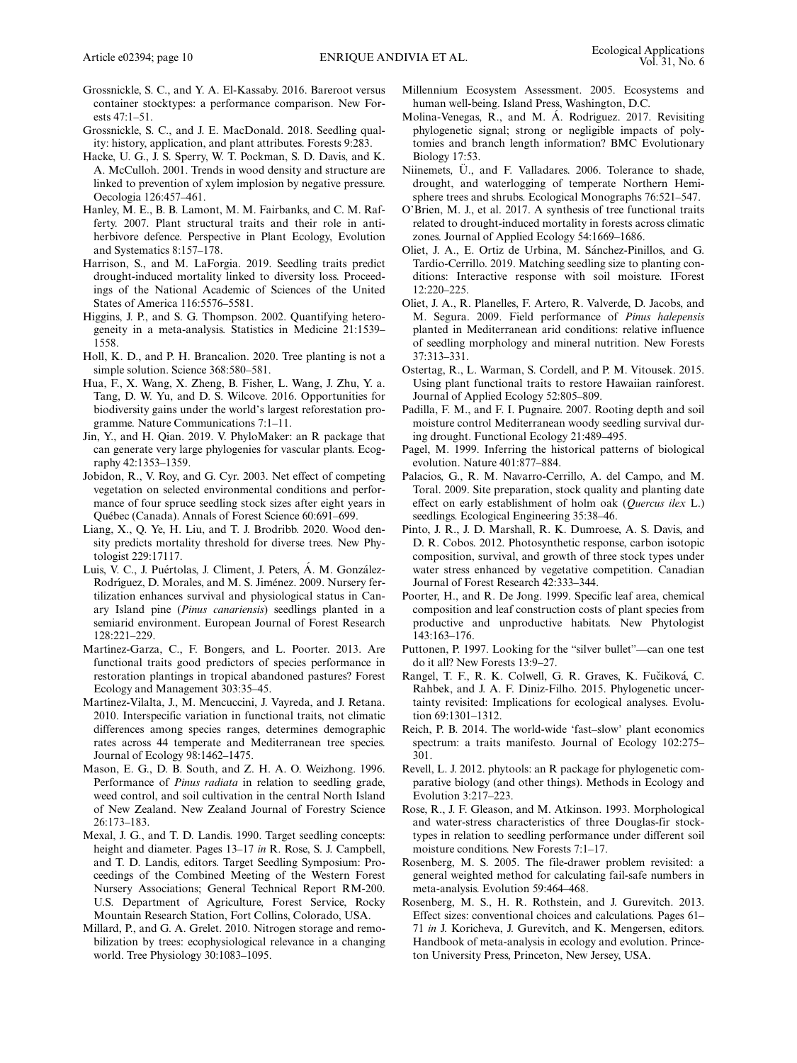Grossnickle, S. C., and Y. A. El-Kassaby. 2016. Bareroot versus container stocktypes: a performance comparison. New Forests 47:1–51.

Grossnickle, S. C., and J. E. MacDonald. 2018. Seedling quality: history, application, and plant attributes. Forests 9:283.

Hacke, U. G., J. S. Sperry, W. T. Pockman, S. D. Davis, and K. A. McCulloh. 2001. Trends in wood density and structure are linked to prevention of xylem implosion by negative pressure. Oecologia 126:457–461.

Hanley, M. E., B. B. Lamont, M. M. Fairbanks, and C. M. Rafferty. 2007. Plant structural traits and their role in anti-herbivore defence. Perspective in Plant Ecology, Evolution and Systematics 8:157–178.

Harrison, S., and M. LaForgia. 2019. Seedling traits predict drought-induced mortality linked to diversity loss. Proceedings of the National Academic of Sciences of the United States of America 116:5576–5581.

Higgins, J. P., and S. G. Thompson. 2002. Quantifying heterogeneity in a meta-analysis. Statistics in Medicine 21:1539–1558.

Holl, K. D., and P. H. Brancalion. 2020. Tree planting is not a simple solution. Science 368:580–581.

Hua, F., X. Wang, X. Zheng, B. Fisher, L. Wang, J. Zhu, Y. a. Tang, D. W. Yu, and D. S. Wilcove. 2016. Opportunities for biodiversity gains under the world's largest reforestation programme. Nature Communications 7:1–11.

Jin, Y., and H. Qian. 2019. V. PhyloMaker: an R package that can generate very large phylogenies for vascular plants. Ecography 42:1353–1359.

Jobidon, R., V. Roy, and G. Cyr. 2003. Net effect of competing vegetation on selected environmental conditions and performance of four spruce seedling stock sizes after eight years in Québec (Canada). Annals of Forest Science 60:691–699.

Liang, X., Q. Ye, H. Liu, and T. J. Brodribb. 2020. Wood density predicts mortality threshold for diverse trees. New Phytologist 229:17117.

Luis, V. C., J. Puértolas, J. Climent, J. Peters, Á. M. González-Rodríguez, D. Morales, and M. S. Jiménez. 2009. Nursery fertilization enhances survival and physiological status in Canary Island pine (*Pinus canariensis*) seedlings planted in a semiarid environment. European Journal of Forest Research 128:221–229.

Martínez-Garza, C., F. Bongers, and L. Poorter. 2013. Are functional traits good predictors of species performance in restoration plantings in tropical abandoned pastures? Forest Ecology and Management 303:35–45.

Martínez-Vilalta, J., M. Mencuccini, J. Vayreda, and J. Retana. 2010. Interspecific variation in functional traits, not climatic differences among species ranges, determines demographic rates across 44 temperate and Mediterranean tree species. Journal of Ecology 98:1462–1475.

Mason, E. G., D. B. South, and Z. H. A. O. Weizhong. 1996. Performance of *Pinus radiata* in relation to seedling grade, weed control, and soil cultivation in the central North Island of New Zealand. New Zealand Journal of Forestry Science 26:173–183.

Mexal, J. G., and T. D. Landis. 1990. Target seedling concepts: height and diameter. Pages 13–17 *in* R. Rose, S. J. Campbell, and T. D. Landis, editors. Target Seedling Symposium: Proceedings of the Combined Meeting of the Western Forest Nursery Associations; General Technical Report RM-200. U.S. Department of Agriculture, Forest Service, Rocky Mountain Research Station, Fort Collins, Colorado, USA.

Millard, P., and G. A. Grelet. 2010. Nitrogen storage and remobilization by trees: ecophysiological relevance in a changing world. Tree Physiology 30:1083–1095.

Millennium Ecosystem Assessment. 2005. Ecosystems and human well-being. Island Press, Washington, D.C.

Molina-Venegas, R., and M. Á. Rodríguez. 2017. Revisiting phylogenetic signal; strong or negligible impacts of polytomies and branch length information? BMC Evolutionary Biology 17:53.

Niinemets, Ü., and F. Valladares. 2006. Tolerance to shade, drought, and waterlogging of temperate Northern Hemisphere trees and shrubs. Ecological Monographs 76:521–547.

O'Brien, M. J., et al. 2017. A synthesis of tree functional traits related to drought-induced mortality in forests across climatic zones. Journal of Applied Ecology 54:1669–1686.

Oliet, J. A., E. Ortiz de Urbina, M. Sánchez-Pinillos, and G. Tardío-Cerrillo. 2019. Matching seedling size to planting conditions: Interactive response with soil moisture. IForest 12:220–225.

Oliet, J. A., R. Planelles, F. Artero, R. Valverde, D. Jacobs, and M. Segura. 2009. Field performance of *Pinus halepensis* planted in Mediterranean arid conditions: relative influence of seedling morphology and mineral nutrition. New Forests 37:313–331.

Ostertag, R., L. Warman, S. Cordell, and P. M. Vitousek. 2015. Using plant functional traits to restore Hawaiian rainforest. Journal of Applied Ecology 52:805–809.

Padilla, F. M., and F. I. Pugnaire. 2007. Rooting depth and soil moisture control Mediterranean woody seedling survival during drought. Functional Ecology 21:489–495.

Pagel, M. 1999. Inferring the historical patterns of biological evolution. Nature 401:877–884.

Palacios, G., R. M. Navarro-Cerrillo, A. del Campo, and M. Toral. 2009. Site preparation, stock quality and planting date effect on early establishment of holm oak (*Quercus ilex* L.) seedlings. Ecological Engineering 35:38–46.

Pinto, J. R., J. D. Marshall, R. K. Dumroese, A. S. Davis, and D. R. Cobos. 2012. Photosynthetic response, carbon isotopic composition, survival, and growth of three stock types under water stress enhanced by vegetative competition. Canadian Journal of Forest Research 42:333–344.

Poorter, H., and R. De Jong. 1999. Specific leaf area, chemical composition and leaf construction costs of plant species from productive and unproductive habitats. New Phytologist 143:163–176.

Puttonen, P. 1997. Looking for the "silver bullet"—can one test do it all? New Forests 13:9–27.

Rangel, T. F., R. K. Colwell, G. R. Graves, K. Fučíková, C. Rahbek, and J. A. F. Diniz-Filho. 2015. Phylogenetic uncertainty revisited: Implications for ecological analyses. Evolution 69:1301–1312.

Reich, P. B. 2014. The world-wide 'fast–slow' plant economics spectrum: a traits manifesto. Journal of Ecology 102:275–301.

Revell, L. J. 2012. phytools: an R package for phylogenetic comparative biology (and other things). Methods in Ecology and Evolution 3:217–223.

Rose, R., J. F. Gleason, and M. Atkinson. 1993. Morphological and water-stress characteristics of three Douglas-fir stocktypes in relation to seedling performance under different soil moisture conditions. New Forests 7:1–17.

Rosenberg, M. S. 2005. The file-drawer problem revisited: a general weighted method for calculating fail-safe numbers in meta-analysis. Evolution 59:464–468.

Rosenberg, M. S., H. R. Rothstein, and J. Gurevitch. 2013. Effect sizes: conventional choices and calculations. Pages 61–71 *in* J. Koricheva, J. Gurevitch, and K. Mengersen, editors. Handbook of meta-analysis in ecology and evolution. Princeton University Press, Princeton, New Jersey, USA.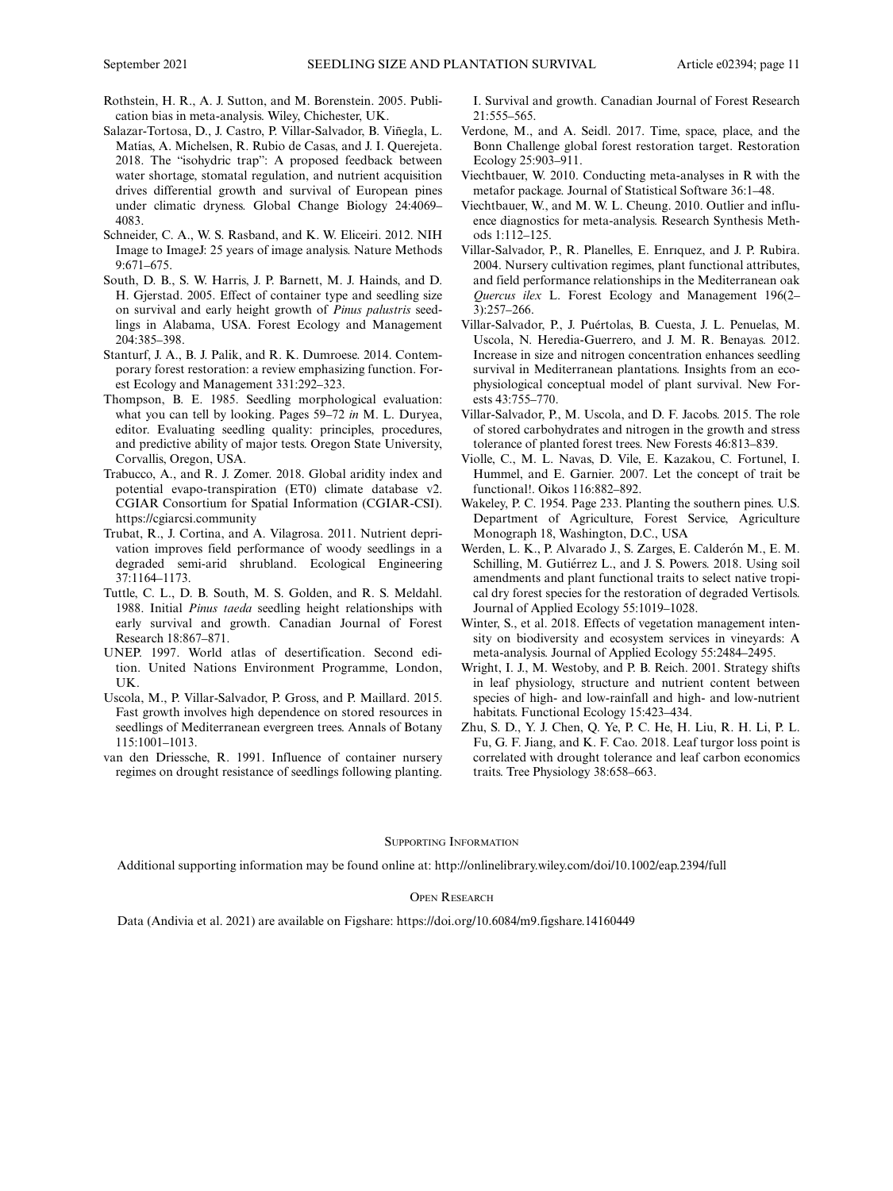Rothstein, H. R., A. J. Sutton, and M. Borenstein. 2005. Publication bias in meta-analysis. Wiley, Chichester, UK.

Salazar-Tortosa, D., J. Castro, P. Villar-Salvador, B. Viñegla, L. Matías, A. Michelsen, R. Rubio de Casas, and J. I. Querejeta. 2018. The "isohydric trap": A proposed feedback between water shortage, stomatal regulation, and nutrient acquisition drives differential growth and survival of European pines under climatic dryness. Global Change Biology 24:4069–4083.

Schneider, C. A., W. S. Rasband, and K. W. Eliceiri. 2012. NIH Image to ImageJ: 25 years of image analysis. Nature Methods 9:671–675.

South, D. B., S. W. Harris, J. P. Barnett, M. J. Hainds, and D. H. Gjerstad. 2005. Effect of container type and seedling size on survival and early height growth of *Pinus palustris* seedlings in Alabama, USA. Forest Ecology and Management 204:385–398.

Stanturf, J. A., B. J. Palik, and R. K. Dumroese. 2014. Contemporary forest restoration: a review emphasizing function. Forest Ecology and Management 331:292–323.

Thompson, B. E. 1985. Seedling morphological evaluation: what you can tell by looking. Pages 59–72 *in* M. L. Duryea, editor. Evaluating seedling quality: principles, procedures, and predictive ability of major tests. Oregon State University, Corvallis, Oregon, USA.

Trabucco, A., and R. J. Zomer. 2018. Global aridity index and potential evapo-transpiration (ET0) climate database v2. CGIAR Consortium for Spatial Information (CGIAR-CSI). https://cgiarcsi.community

Trubat, R., J. Cortina, and A. Vilagrosa. 2011. Nutrient deprivation improves field performance of woody seedlings in a degraded semi-arid shrubland. Ecological Engineering 37:1164–1173.

Tuttle, C. L., D. B. South, M. S. Golden, and R. S. Meldahl. 1988. Initial *Pinus taeda* seedling height relationships with early survival and growth. Canadian Journal of Forest Research 18:867–871.

UNEP. 1997. World atlas of desertification. Second edition. United Nations Environment Programme, London, UK.

Uscola, M., P. Villar-Salvador, P. Gross, and P. Maillard. 2015. Fast growth involves high dependence on stored resources in seedlings of Mediterranean evergreen trees. Annals of Botany 115:1001–1013.

van den Driessche, R. 1991. Influence of container nursery regimes on drought resistance of seedlings following planting. I. Survival and growth. Canadian Journal of Forest Research 21:555–565.

Verdone, M., and A. Seidl. 2017. Time, space, place, and the Bonn Challenge global forest restoration target. Restoration Ecology 25:903–911.

Viechtbauer, W. 2010. Conducting meta-analyses in R with the metafor package. Journal of Statistical Software 36:1–48.

Viechtbauer, W., and M. W. L. Cheung. 2010. Outlier and influence diagnostics for meta-analysis. Research Synthesis Methods 1:112–125.

Villar-Salvador, P., R. Planelles, E. Enrıquez, and J. P. Rubira. 2004. Nursery cultivation regimes, plant functional attributes, and field performance relationships in the Mediterranean oak *Quercus ilex* L. Forest Ecology and Management 196(2–3):257–266.

Villar-Salvador, P., J. Puértolas, B. Cuesta, J. L. Penuelas, M. Uscola, N. Heredia-Guerrero, and J. M. R. Benayas. 2012. Increase in size and nitrogen concentration enhances seedling survival in Mediterranean plantations. Insights from an ecophysiological conceptual model of plant survival. New Forests 43:755–770.

Villar-Salvador, P., M. Uscola, and D. F. Jacobs. 2015. The role of stored carbohydrates and nitrogen in the growth and stress tolerance of planted forest trees. New Forests 46:813–839.

Violle, C., M. L. Navas, D. Vile, E. Kazakou, C. Fortunel, I. Hummel, and E. Garnier. 2007. Let the concept of trait be functional!. Oikos 116:882–892.

Wakeley, P. C. 1954. Page 233. Planting the southern pines. U.S. Department of Agriculture, Forest Service, Agriculture Monograph 18, Washington, D.C., USA

Werden, L. K., P. Alvarado J., S. Zarges, E. Calderón M., E. M. Schilling, M. Gutiérrez L., and J. S. Powers. 2018. Using soil amendments and plant functional traits to select native tropical dry forest species for the restoration of degraded Vertisols. Journal of Applied Ecology 55:1019–1028.

Winter, S., et al. 2018. Effects of vegetation management intensity on biodiversity and ecosystem services in vineyards: A meta-analysis. Journal of Applied Ecology 55:2484–2495.

Wright, I. J., M. Westoby, and P. B. Reich. 2001. Strategy shifts in leaf physiology, structure and nutrient content between species of high- and low-rainfall and high- and low-nutrient habitats. Functional Ecology 15:423–434.

Zhu, S. D., Y. J. Chen, Q. Ye, P. C. He, H. Liu, R. H. Li, P. L. Fu, G. F. Jiang, and K. F. Cao. 2018. Leaf turgor loss point is correlated with drought tolerance and leaf carbon economics traits. Tree Physiology 38:658–663.

## Supporting Information

Additional supporting information may be found online at: http://onlinelibrary.wiley.com/doi/10.1002/eap.2394/full

## Open Research

Data (Andivia et al. 2021) are available on Figshare: https://doi.org/10.6084/m9.figshare.14160449